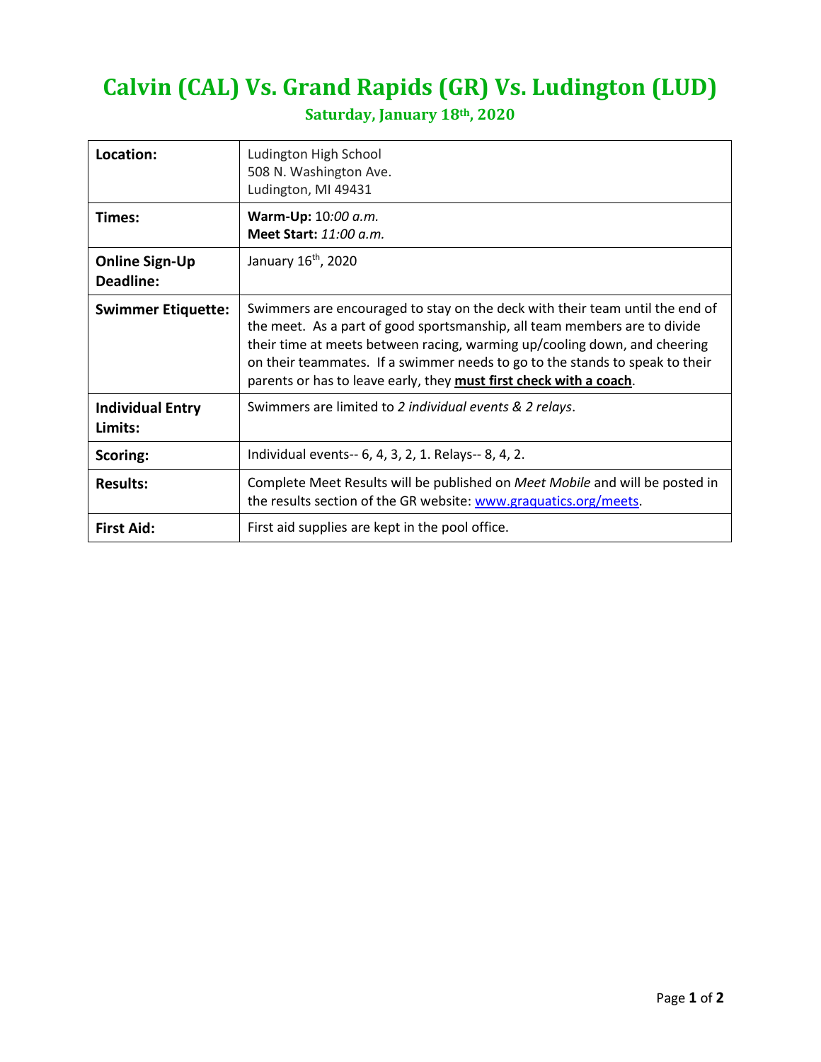# Calvin (CAL) Vs. Grand Rapids (GR) Vs. Ludington (LUD)

## Saturday, January 18th, 2020

| | |
|---|---|
| **Location:** | Ludington High School<br>508 N. Washington Ave.<br>Ludington, MI 49431 |
| **Times:** | **Warm-Up:** 10*:00 a.m.*<br>**Meet Start:** *11:00 a.m.* |
| **Online Sign-Up Deadline:** | January 16th, 2020 |
| **Swimmer Etiquette:** | Swimmers are encouraged to stay on the deck with their team until the end of the meet. As a part of good sportsmanship, all team members are to divide their time at meets between racing, warming up/cooling down, and cheering on their teammates. If a swimmer needs to go to the stands to speak to their parents or has to leave early, they **must first check with a coach**. |
| **Individual Entry Limits:** | Swimmers are limited to *2 individual events & 2 relays*. |
| **Scoring:** | Individual events-- 6, 4, 3, 2, 1. Relays-- 8, 4, 2. |
| **Results:** | Complete Meet Results will be published on *Meet Mobile* and will be posted in the results section of the GR website: www.graquatics.org/meets. |
| **First Aid:** | First aid supplies are kept in the pool office. |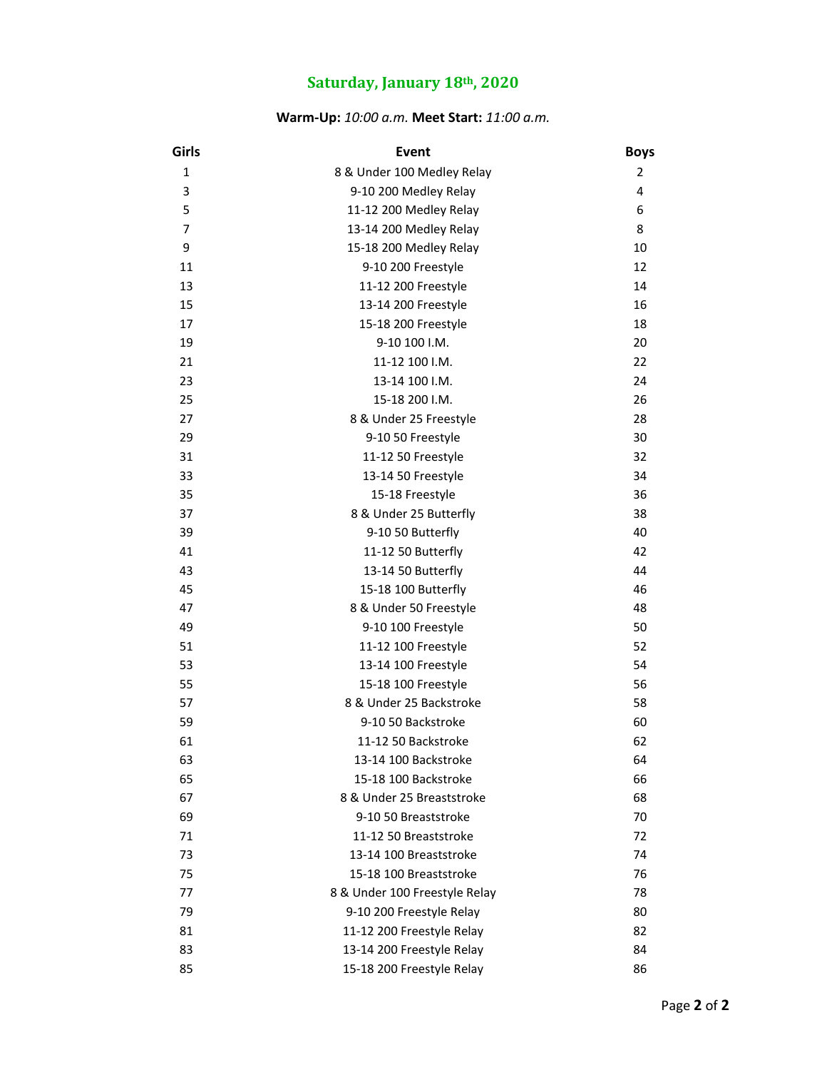## Saturday, January 18th, 2020

**Warm-Up:** *10:00 a.m.* **Meet Start:** *11:00 a.m.*

| Girls | Event | Boys |
| --- | --- | --- |
| 1 | 8 & Under 100 Medley Relay | 2 |
| 3 | 9-10 200 Medley Relay | 4 |
| 5 | 11-12 200 Medley Relay | 6 |
| 7 | 13-14 200 Medley Relay | 8 |
| 9 | 15-18 200 Medley Relay | 10 |
| 11 | 9-10 200 Freestyle | 12 |
| 13 | 11-12 200 Freestyle | 14 |
| 15 | 13-14 200 Freestyle | 16 |
| 17 | 15-18 200 Freestyle | 18 |
| 19 | 9-10 100 I.M. | 20 |
| 21 | 11-12 100 I.M. | 22 |
| 23 | 13-14 100 I.M. | 24 |
| 25 | 15-18 200 I.M. | 26 |
| 27 | 8 & Under 25 Freestyle | 28 |
| 29 | 9-10 50 Freestyle | 30 |
| 31 | 11-12 50 Freestyle | 32 |
| 33 | 13-14 50 Freestyle | 34 |
| 35 | 15-18 Freestyle | 36 |
| 37 | 8 & Under 25 Butterfly | 38 |
| 39 | 9-10 50 Butterfly | 40 |
| 41 | 11-12 50 Butterfly | 42 |
| 43 | 13-14 50 Butterfly | 44 |
| 45 | 15-18 100 Butterfly | 46 |
| 47 | 8 & Under 50 Freestyle | 48 |
| 49 | 9-10 100 Freestyle | 50 |
| 51 | 11-12 100 Freestyle | 52 |
| 53 | 13-14 100 Freestyle | 54 |
| 55 | 15-18 100 Freestyle | 56 |
| 57 | 8 & Under 25 Backstroke | 58 |
| 59 | 9-10 50 Backstroke | 60 |
| 61 | 11-12 50 Backstroke | 62 |
| 63 | 13-14 100 Backstroke | 64 |
| 65 | 15-18 100 Backstroke | 66 |
| 67 | 8 & Under 25 Breaststroke | 68 |
| 69 | 9-10 50 Breaststroke | 70 |
| 71 | 11-12 50 Breaststroke | 72 |
| 73 | 13-14 100 Breaststroke | 74 |
| 75 | 15-18 100 Breaststroke | 76 |
| 77 | 8 & Under 100 Freestyle Relay | 78 |
| 79 | 9-10 200 Freestyle Relay | 80 |
| 81 | 11-12 200 Freestyle Relay | 82 |
| 83 | 13-14 200 Freestyle Relay | 84 |
| 85 | 15-18 200 Freestyle Relay | 86 |